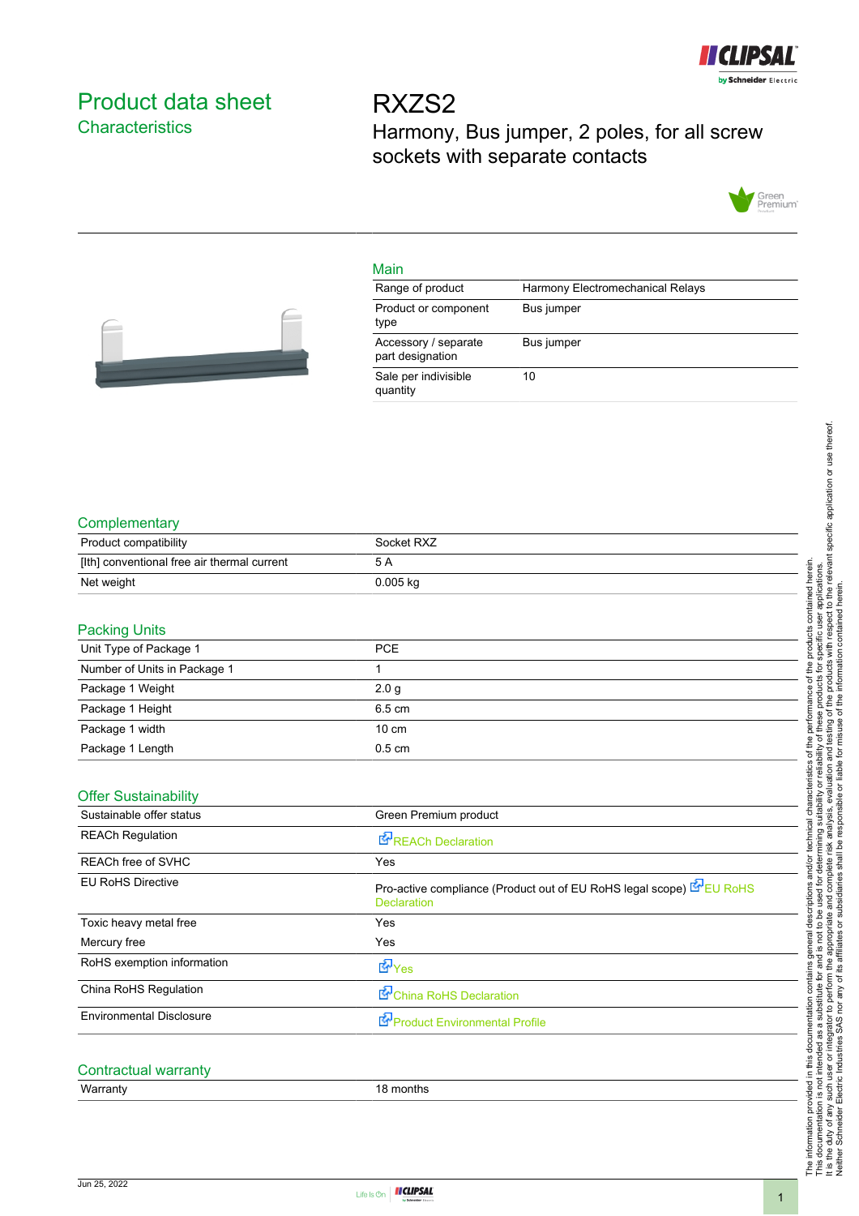# Product data sheet
## Characteristics

# RXZS2
Harmony, Bus jumper, 2 poles, for all screw sockets with separate contacts

### Main

| | |
|---|---|
| Range of product | Harmony Electromechanical Relays |
| Product or component type | Bus jumper |
| Accessory / separate part designation | Bus jumper |
| Sale per indivisible quantity | 10 |

### Complementary

| | |
|---|---|
| Product compatibility | Socket RXZ |
| [Ith] conventional free air thermal current | 5 A |
| Net weight | 0.005 kg |

### Packing Units

| | |
|---|---|
| Unit Type of Package 1 | PCE |
| Number of Units in Package 1 | 1 |
| Package 1 Weight | 2.0 g |
| Package 1 Height | 6.5 cm |
| Package 1 width | 10 cm |
| Package 1 Length | 0.5 cm |

### Offer Sustainability

| | |
|---|---|
| Sustainable offer status | Green Premium product |
| REACh Regulation | REACh Declaration |
| REACh free of SVHC | Yes |
| EU RoHS Directive | Pro-active compliance (Product out of EU RoHS legal scope) EU RoHS Declaration |
| Toxic heavy metal free | Yes |
| Mercury free | Yes |
| RoHS exemption information | Yes |
| China RoHS Regulation | China RoHS Declaration |
| Environmental Disclosure | Product Environmental Profile |

### Contractual warranty

| | |
|---|---|
| Warranty | 18 months |

The information provided in this documentation contains general descriptions and/or technical characteristics of the performance of the products contained herein. This documentation is not intended as a substitute for and is not to be used for determining suitability or reliability of these products for specific user applications. It is the duty of any such user or integrator to perform the appropriate and complete risk analysis, evaluation and testing of the products with respect to the relevant specific application or use thereof. Neither Schneider Electric Industries SAS nor any of its affiliates or subsidiaries shall be responsible or liable for misuse of the information contained herein.

Jun 25, 2022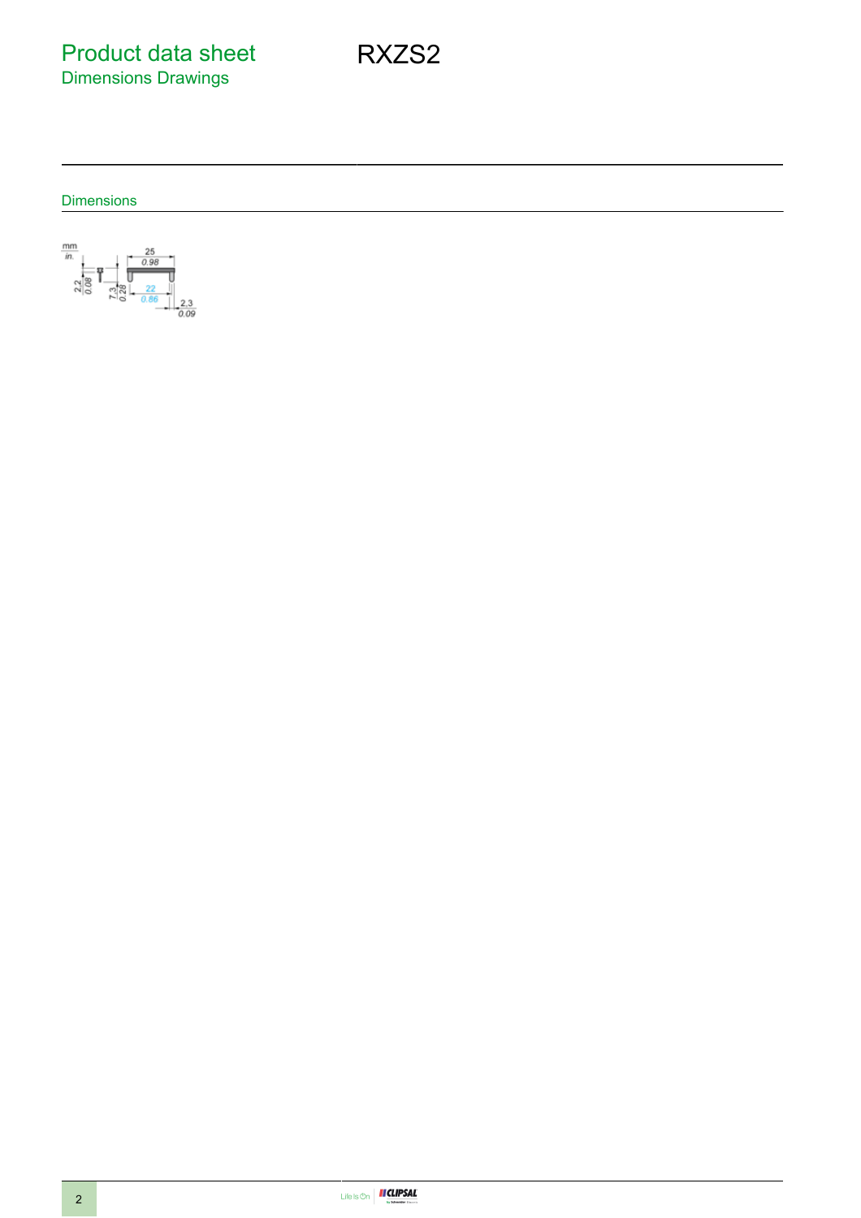# Product data sheet
## Dimensions Drawings

RXZS2

### Dimensions

mm
in.

25
0.98

2.2
0.08

7.3
0.28

22
0.86

2.3
0.09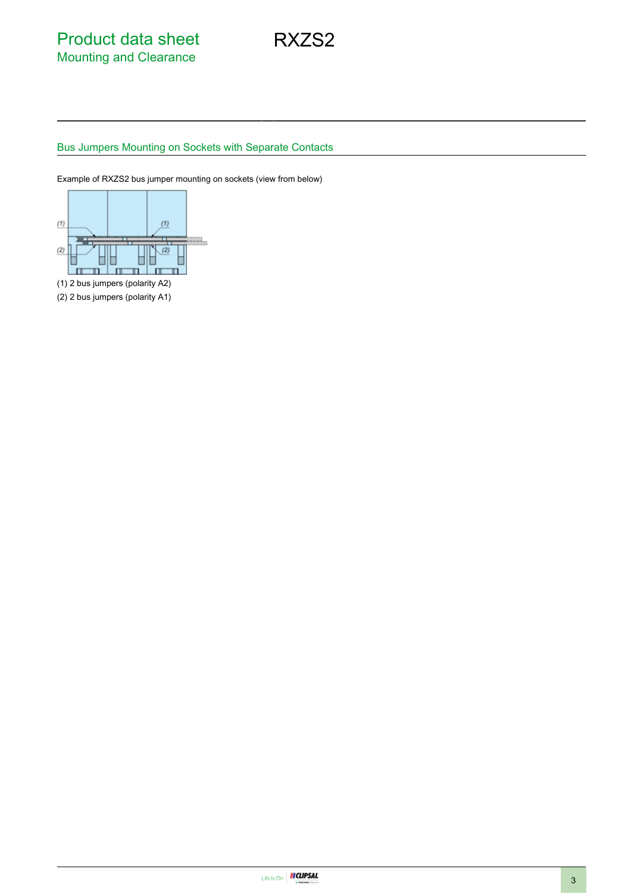## Bus Jumpers Mounting on Sockets with Separate Contacts

Example of RXZS2 bus jumper mounting on sockets (view from below)

(1)
(1)
(2)
(2)

(1) 2 bus jumpers (polarity A2)

(2) 2 bus jumpers (polarity A1)